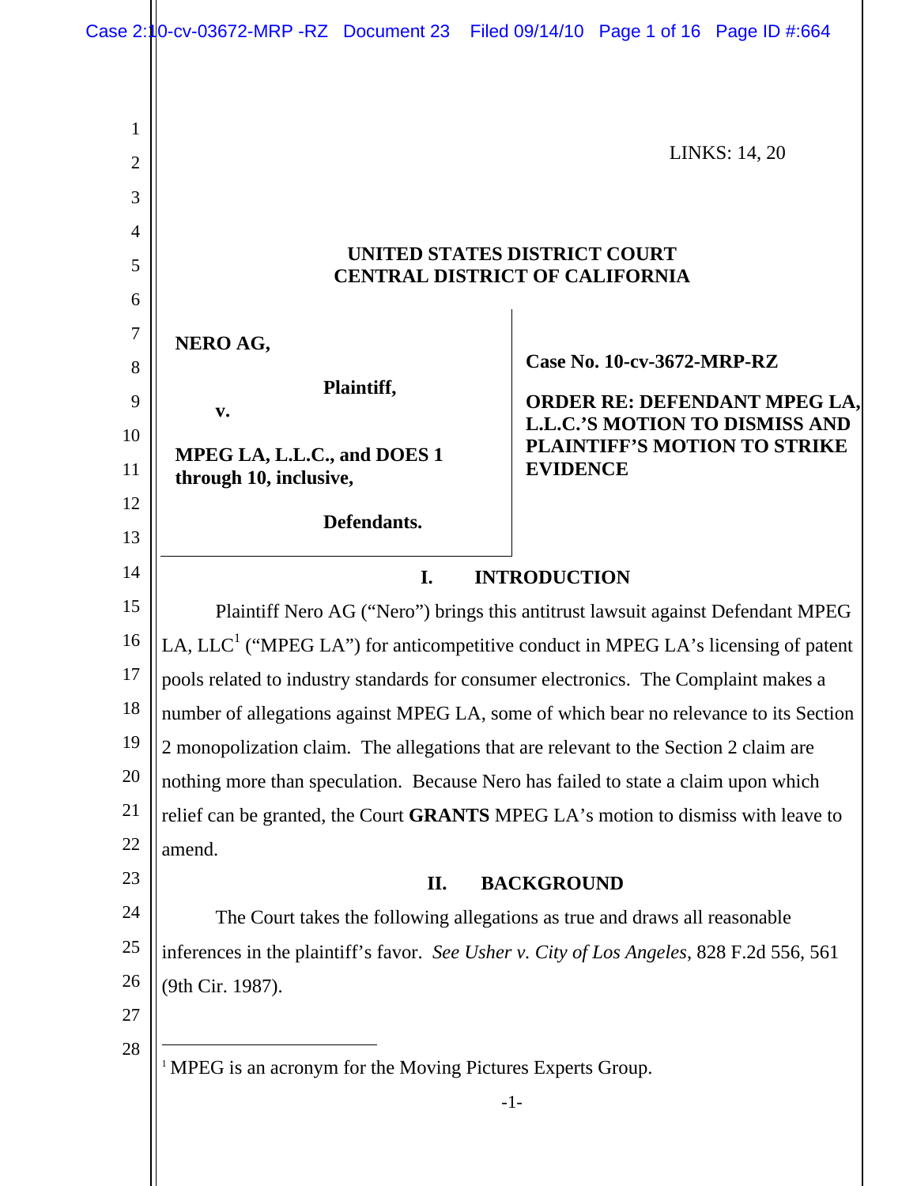LINKS: 14, 20

**UNITED STATES DISTRICT COURT**
**CENTRAL DISTRICT OF CALIFORNIA**

**NERO AG,**

**Plaintiff,**

**v.**

**MPEG LA, L.L.C., and DOES 1 through 10, inclusive,**

**Defendants.**

**Case No. 10-cv-3672-MRP-RZ**

**ORDER RE: DEFENDANT MPEG LA, L.L.C.'S MOTION TO DISMISS AND PLAINTIFF'S MOTION TO STRIKE EVIDENCE**

## I. INTRODUCTION

Plaintiff Nero AG ("Nero") brings this antitrust lawsuit against Defendant MPEG LA, LLC[1] ("MPEG LA") for anticompetitive conduct in MPEG LA's licensing of patent pools related to industry standards for consumer electronics. The Complaint makes a number of allegations against MPEG LA, some of which bear no relevance to its Section 2 monopolization claim. The allegations that are relevant to the Section 2 claim are nothing more than speculation. Because Nero has failed to state a claim upon which relief can be granted, the Court **GRANTS** MPEG LA's motion to dismiss with leave to amend.

## II. BACKGROUND

The Court takes the following allegations as true and draws all reasonable inferences in the plaintiff's favor. *See Usher v. City of Los Angeles*, 828 F.2d 556, 561 (9th Cir. 1987).

---

[1] MPEG is an acronym for the Moving Pictures Experts Group.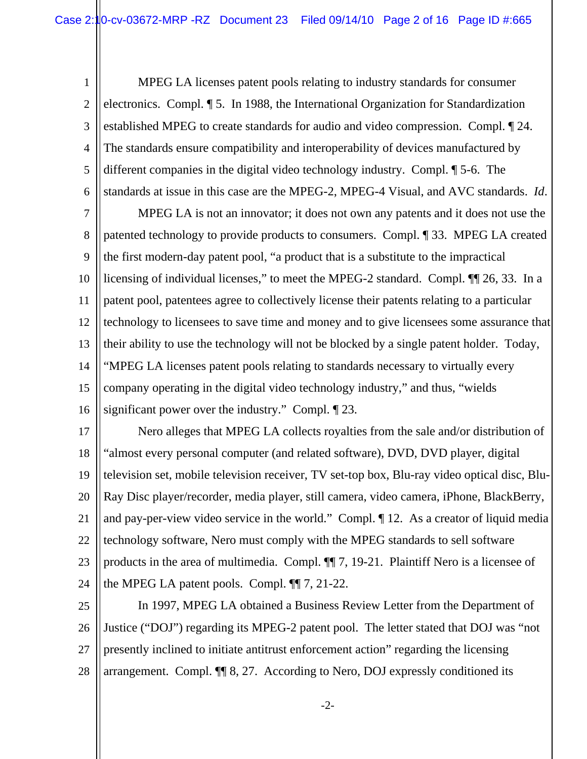MPEG LA licenses patent pools relating to industry standards for consumer electronics. Compl. ¶ 5. In 1988, the International Organization for Standardization established MPEG to create standards for audio and video compression. Compl. ¶ 24. The standards ensure compatibility and interoperability of devices manufactured by different companies in the digital video technology industry. Compl. ¶ 5-6. The standards at issue in this case are the MPEG-2, MPEG-4 Visual, and AVC standards. *Id*.

MPEG LA is not an innovator; it does not own any patents and it does not use the patented technology to provide products to consumers. Compl. ¶ 33. MPEG LA created the first modern-day patent pool, "a product that is a substitute to the impractical licensing of individual licenses," to meet the MPEG-2 standard. Compl. ¶¶ 26, 33. In a patent pool, patentees agree to collectively license their patents relating to a particular technology to licensees to save time and money and to give licensees some assurance that their ability to use the technology will not be blocked by a single patent holder. Today, "MPEG LA licenses patent pools relating to standards necessary to virtually every company operating in the digital video technology industry," and thus, "wields significant power over the industry." Compl. ¶ 23.

Nero alleges that MPEG LA collects royalties from the sale and/or distribution of "almost every personal computer (and related software), DVD, DVD player, digital television set, mobile television receiver, TV set-top box, Blu-ray video optical disc, Blu-Ray Disc player/recorder, media player, still camera, video camera, iPhone, BlackBerry, and pay-per-view video service in the world." Compl. ¶ 12. As a creator of liquid media technology software, Nero must comply with the MPEG standards to sell software products in the area of multimedia. Compl. ¶¶ 7, 19-21. Plaintiff Nero is a licensee of the MPEG LA patent pools. Compl. ¶¶ 7, 21-22.

In 1997, MPEG LA obtained a Business Review Letter from the Department of Justice ("DOJ") regarding its MPEG-2 patent pool. The letter stated that DOJ was "not presently inclined to initiate antitrust enforcement action" regarding the licensing arrangement. Compl. ¶¶ 8, 27. According to Nero, DOJ expressly conditioned its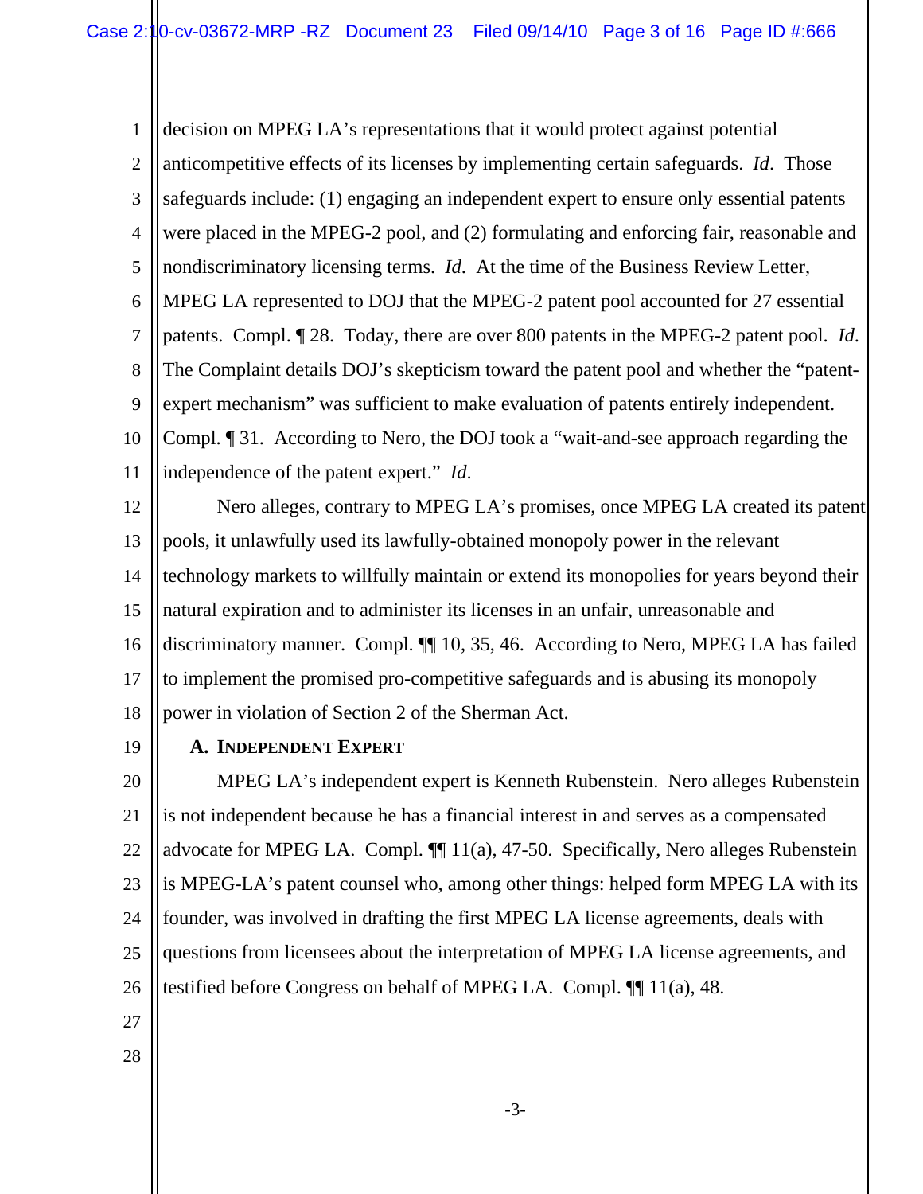decision on MPEG LA's representations that it would protect against potential anticompetitive effects of its licenses by implementing certain safeguards. *Id*. Those safeguards include: (1) engaging an independent expert to ensure only essential patents were placed in the MPEG-2 pool, and (2) formulating and enforcing fair, reasonable and nondiscriminatory licensing terms. *Id*. At the time of the Business Review Letter, MPEG LA represented to DOJ that the MPEG-2 patent pool accounted for 27 essential patents. Compl. ¶ 28. Today, there are over 800 patents in the MPEG-2 patent pool. *Id*. The Complaint details DOJ's skepticism toward the patent pool and whether the "patent-expert mechanism" was sufficient to make evaluation of patents entirely independent. Compl. ¶ 31. According to Nero, the DOJ took a "wait-and-see approach regarding the independence of the patent expert." *Id*.

Nero alleges, contrary to MPEG LA's promises, once MPEG LA created its patent pools, it unlawfully used its lawfully-obtained monopoly power in the relevant technology markets to willfully maintain or extend its monopolies for years beyond their natural expiration and to administer its licenses in an unfair, unreasonable and discriminatory manner. Compl. ¶¶ 10, 35, 46. According to Nero, MPEG LA has failed to implement the promised pro-competitive safeguards and is abusing its monopoly power in violation of Section 2 of the Sherman Act.

### A. INDEPENDENT EXPERT

MPEG LA's independent expert is Kenneth Rubenstein. Nero alleges Rubenstein is not independent because he has a financial interest in and serves as a compensated advocate for MPEG LA. Compl. ¶¶ 11(a), 47-50. Specifically, Nero alleges Rubenstein is MPEG-LA's patent counsel who, among other things: helped form MPEG LA with its founder, was involved in drafting the first MPEG LA license agreements, deals with questions from licensees about the interpretation of MPEG LA license agreements, and testified before Congress on behalf of MPEG LA. Compl. ¶¶ 11(a), 48.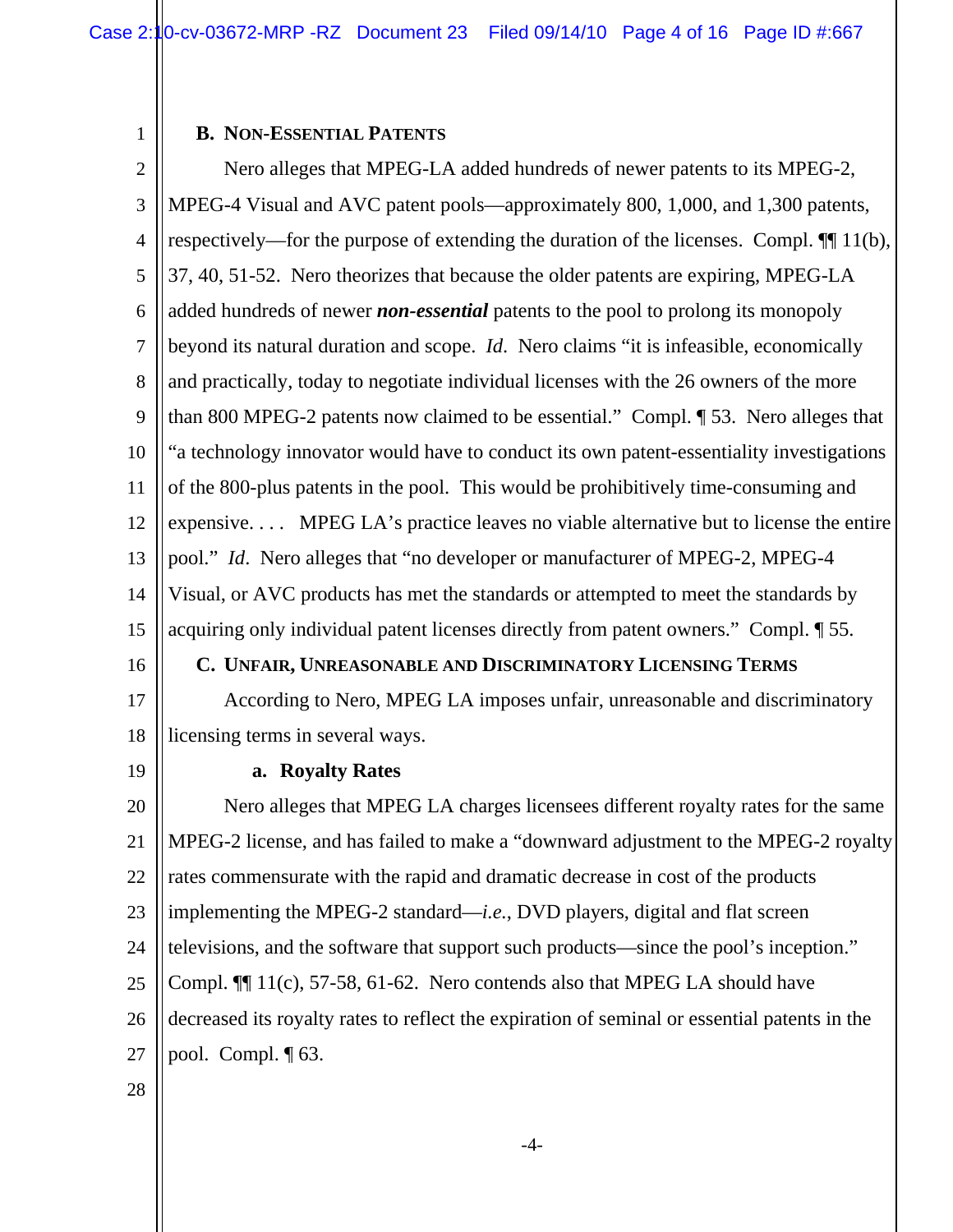### B. NON-ESSENTIAL PATENTS

Nero alleges that MPEG-LA added hundreds of newer patents to its MPEG-2, MPEG-4 Visual and AVC patent pools—approximately 800, 1,000, and 1,300 patents, respectively—for the purpose of extending the duration of the licenses. Compl. ¶¶ 11(b), 37, 40, 51-52. Nero theorizes that because the older patents are expiring, MPEG-LA added hundreds of newer ***non-essential*** patents to the pool to prolong its monopoly beyond its natural duration and scope. *Id*. Nero claims "it is infeasible, economically and practically, today to negotiate individual licenses with the 26 owners of the more than 800 MPEG-2 patents now claimed to be essential." Compl. ¶ 53. Nero alleges that "a technology innovator would have to conduct its own patent-essentiality investigations of the 800-plus patents in the pool. This would be prohibitively time-consuming and expensive. . . . MPEG LA's practice leaves no viable alternative but to license the entire pool." *Id*. Nero alleges that "no developer or manufacturer of MPEG-2, MPEG-4 Visual, or AVC products has met the standards or attempted to meet the standards by acquiring only individual patent licenses directly from patent owners." Compl. ¶ 55.

### C. UNFAIR, UNREASONABLE AND DISCRIMINATORY LICENSING TERMS

According to Nero, MPEG LA imposes unfair, unreasonable and discriminatory licensing terms in several ways.

#### a. Royalty Rates

Nero alleges that MPEG LA charges licensees different royalty rates for the same MPEG-2 license, and has failed to make a "downward adjustment to the MPEG-2 royalty rates commensurate with the rapid and dramatic decrease in cost of the products implementing the MPEG-2 standard—*i.e.*, DVD players, digital and flat screen televisions, and the software that support such products—since the pool's inception." Compl. ¶¶ 11(c), 57-58, 61-62. Nero contends also that MPEG LA should have decreased its royalty rates to reflect the expiration of seminal or essential patents in the pool. Compl. ¶ 63.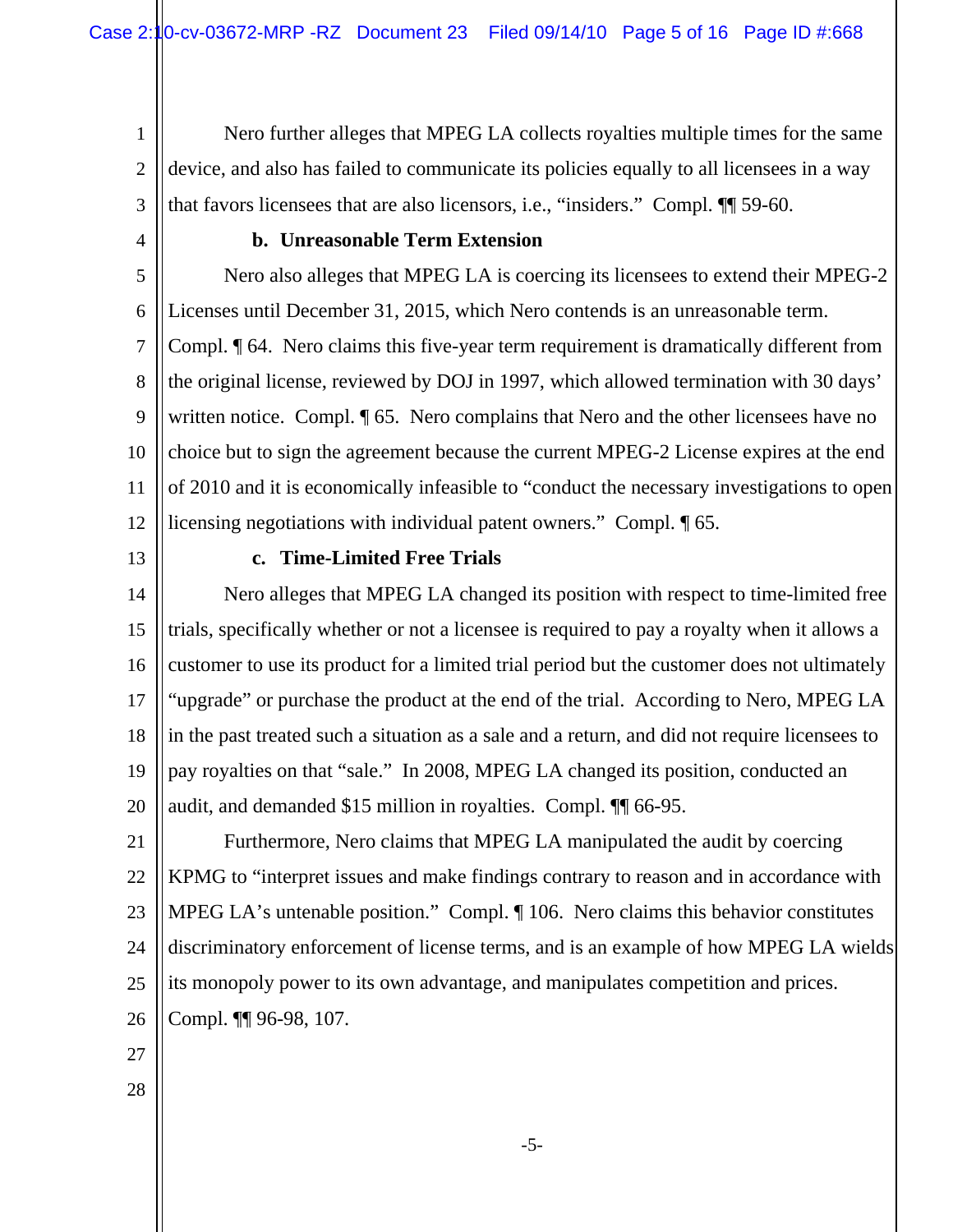Nero further alleges that MPEG LA collects royalties multiple times for the same device, and also has failed to communicate its policies equally to all licensees in a way that favors licensees that are also licensors, i.e., "insiders." Compl. ¶¶ 59-60.

**b. Unreasonable Term Extension**

Nero also alleges that MPEG LA is coercing its licensees to extend their MPEG-2 Licenses until December 31, 2015, which Nero contends is an unreasonable term. Compl. ¶ 64. Nero claims this five-year term requirement is dramatically different from the original license, reviewed by DOJ in 1997, which allowed termination with 30 days' written notice. Compl. ¶ 65. Nero complains that Nero and the other licensees have no choice but to sign the agreement because the current MPEG-2 License expires at the end of 2010 and it is economically infeasible to "conduct the necessary investigations to open licensing negotiations with individual patent owners." Compl. ¶ 65.

**c. Time-Limited Free Trials**

Nero alleges that MPEG LA changed its position with respect to time-limited free trials, specifically whether or not a licensee is required to pay a royalty when it allows a customer to use its product for a limited trial period but the customer does not ultimately "upgrade" or purchase the product at the end of the trial. According to Nero, MPEG LA in the past treated such a situation as a sale and a return, and did not require licensees to pay royalties on that "sale." In 2008, MPEG LA changed its position, conducted an audit, and demanded $15 million in royalties. Compl. ¶¶ 66-95.

Furthermore, Nero claims that MPEG LA manipulated the audit by coercing KPMG to "interpret issues and make findings contrary to reason and in accordance with MPEG LA's untenable position." Compl. ¶ 106. Nero claims this behavior constitutes discriminatory enforcement of license terms, and is an example of how MPEG LA wields its monopoly power to its own advantage, and manipulates competition and prices. Compl. ¶¶ 96-98, 107.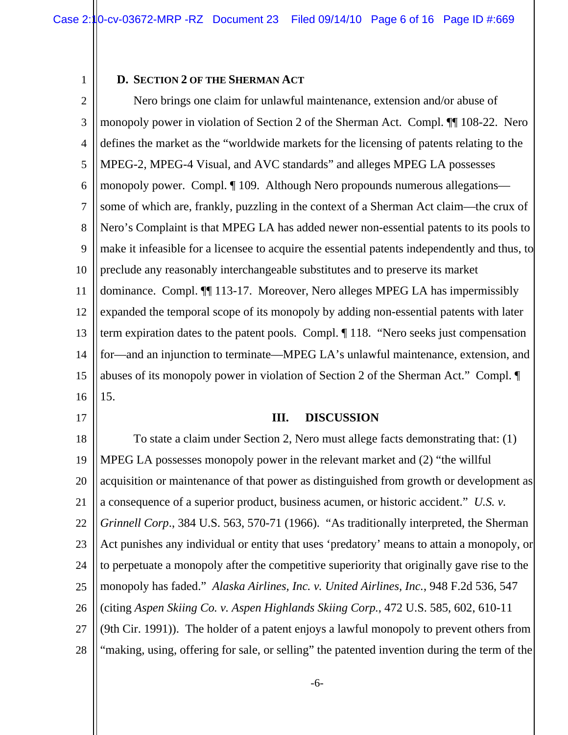### D. Section 2 of the Sherman Act

Nero brings one claim for unlawful maintenance, extension and/or abuse of monopoly power in violation of Section 2 of the Sherman Act. Compl. ¶¶ 108-22. Nero defines the market as the "worldwide markets for the licensing of patents relating to the MPEG-2, MPEG-4 Visual, and AVC standards" and alleges MPEG LA possesses monopoly power. Compl. ¶ 109. Although Nero propounds numerous allegations—some of which are, frankly, puzzling in the context of a Sherman Act claim—the crux of Nero's Complaint is that MPEG LA has added newer non-essential patents to its pools to make it infeasible for a licensee to acquire the essential patents independently and thus, to preclude any reasonably interchangeable substitutes and to preserve its market dominance. Compl. ¶¶ 113-17. Moreover, Nero alleges MPEG LA has impermissibly expanded the temporal scope of its monopoly by adding non-essential patents with later term expiration dates to the patent pools. Compl. ¶ 118. "Nero seeks just compensation for—and an injunction to terminate—MPEG LA's unlawful maintenance, extension, and abuses of its monopoly power in violation of Section 2 of the Sherman Act." Compl. ¶ 15.

## III. DISCUSSION

To state a claim under Section 2, Nero must allege facts demonstrating that: (1) MPEG LA possesses monopoly power in the relevant market and (2) "the willful acquisition or maintenance of that power as distinguished from growth or development as a consequence of a superior product, business acumen, or historic accident." *U.S. v. Grinnell Corp*., 384 U.S. 563, 570-71 (1966). "As traditionally interpreted, the Sherman Act punishes any individual or entity that uses 'predatory' means to attain a monopoly, or to perpetuate a monopoly after the competitive superiority that originally gave rise to the monopoly has faded." *Alaska Airlines, Inc. v. United Airlines, Inc.*, 948 F.2d 536, 547 (citing *Aspen Skiing Co. v. Aspen Highlands Skiing Corp.*, 472 U.S. 585, 602, 610-11 (9th Cir. 1991)). The holder of a patent enjoys a lawful monopoly to prevent others from "making, using, offering for sale, or selling" the patented invention during the term of the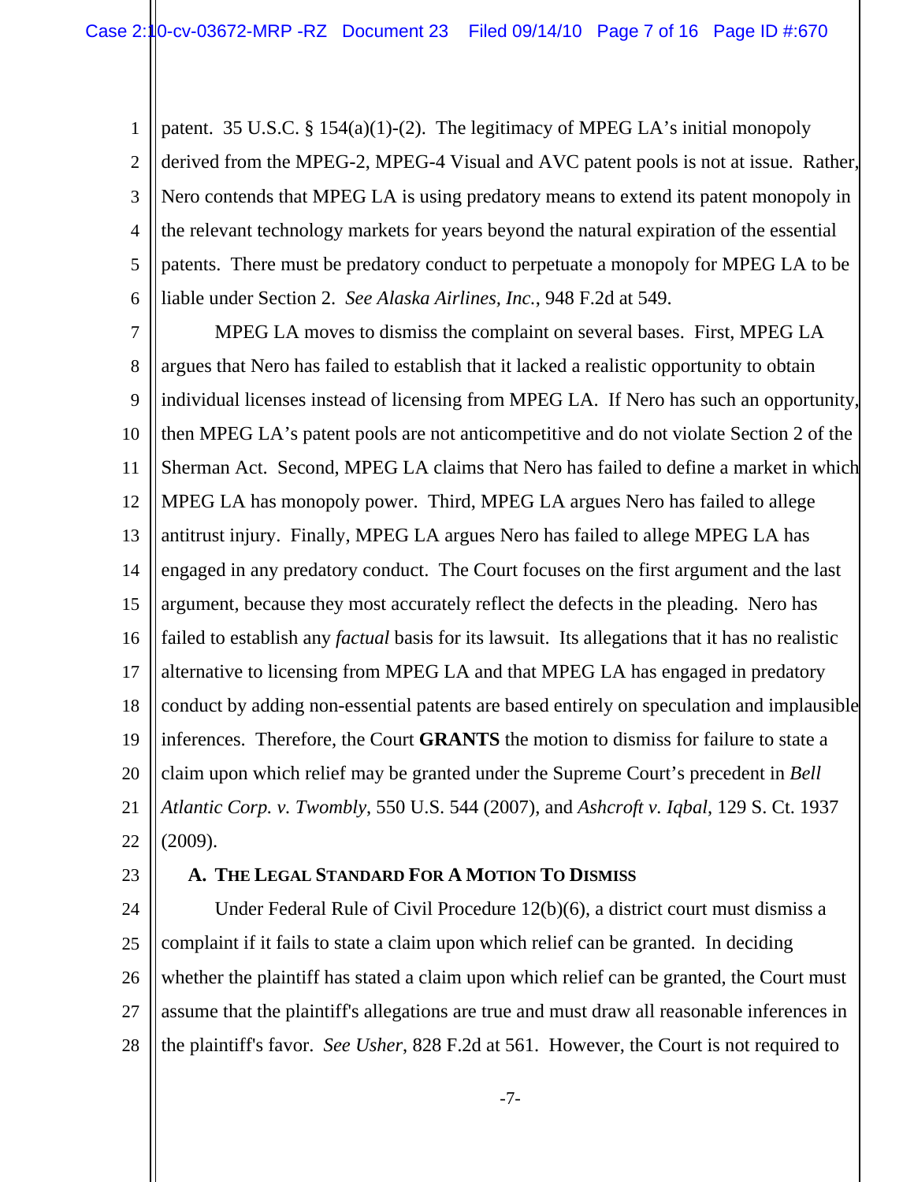patent. 35 U.S.C. § 154(a)(1)-(2). The legitimacy of MPEG LA's initial monopoly derived from the MPEG-2, MPEG-4 Visual and AVC patent pools is not at issue. Rather, Nero contends that MPEG LA is using predatory means to extend its patent monopoly in the relevant technology markets for years beyond the natural expiration of the essential patents. There must be predatory conduct to perpetuate a monopoly for MPEG LA to be liable under Section 2. *See Alaska Airlines, Inc.*, 948 F.2d at 549.

MPEG LA moves to dismiss the complaint on several bases. First, MPEG LA argues that Nero has failed to establish that it lacked a realistic opportunity to obtain individual licenses instead of licensing from MPEG LA. If Nero has such an opportunity, then MPEG LA's patent pools are not anticompetitive and do not violate Section 2 of the Sherman Act. Second, MPEG LA claims that Nero has failed to define a market in which MPEG LA has monopoly power. Third, MPEG LA argues Nero has failed to allege antitrust injury. Finally, MPEG LA argues Nero has failed to allege MPEG LA has engaged in any predatory conduct. The Court focuses on the first argument and the last argument, because they most accurately reflect the defects in the pleading. Nero has failed to establish any *factual* basis for its lawsuit. Its allegations that it has no realistic alternative to licensing from MPEG LA and that MPEG LA has engaged in predatory conduct by adding non-essential patents are based entirely on speculation and implausible inferences. Therefore, the Court **GRANTS** the motion to dismiss for failure to state a claim upon which relief may be granted under the Supreme Court's precedent in *Bell Atlantic Corp. v. Twombly*, 550 U.S. 544 (2007), and *Ashcroft v. Iqbal*, 129 S. Ct. 1937 (2009).

### A. The Legal Standard For A Motion To Dismiss

Under Federal Rule of Civil Procedure 12(b)(6), a district court must dismiss a complaint if it fails to state a claim upon which relief can be granted. In deciding whether the plaintiff has stated a claim upon which relief can be granted, the Court must assume that the plaintiff's allegations are true and must draw all reasonable inferences in the plaintiff's favor. *See Usher*, 828 F.2d at 561. However, the Court is not required to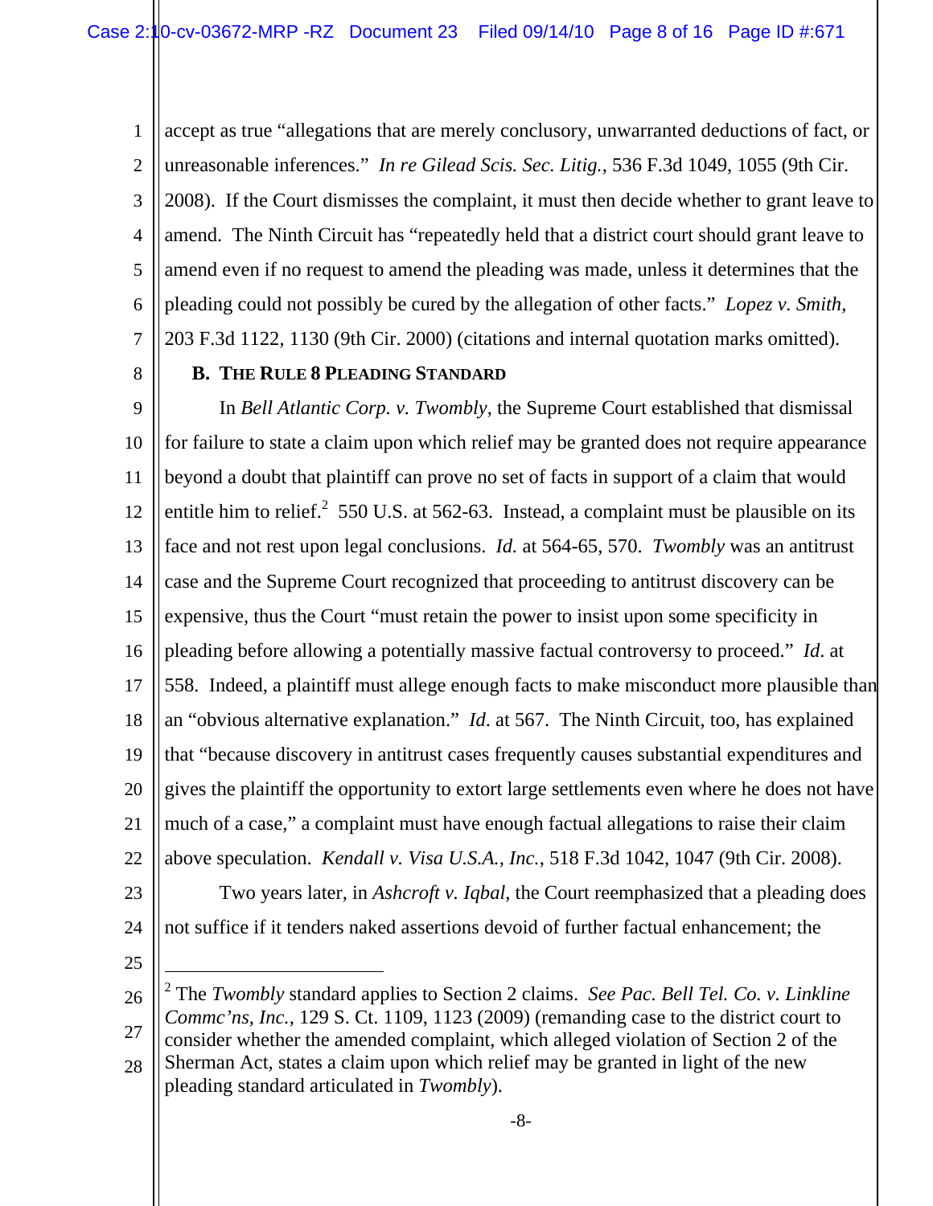accept as true "allegations that are merely conclusory, unwarranted deductions of fact, or unreasonable inferences." *In re Gilead Scis. Sec. Litig.*, 536 F.3d 1049, 1055 (9th Cir. 2008). If the Court dismisses the complaint, it must then decide whether to grant leave to amend. The Ninth Circuit has "repeatedly held that a district court should grant leave to amend even if no request to amend the pleading was made, unless it determines that the pleading could not possibly be cured by the allegation of other facts." *Lopez v. Smith*, 203 F.3d 1122, 1130 (9th Cir. 2000) (citations and internal quotation marks omitted).

### B. THE RULE 8 PLEADING STANDARD

In *Bell Atlantic Corp. v. Twombly*, the Supreme Court established that dismissal for failure to state a claim upon which relief may be granted does not require appearance beyond a doubt that plaintiff can prove no set of facts in support of a claim that would entitle him to relief.[2] 550 U.S. at 562-63. Instead, a complaint must be plausible on its face and not rest upon legal conclusions. *Id.* at 564-65, 570. *Twombly* was an antitrust case and the Supreme Court recognized that proceeding to antitrust discovery can be expensive, thus the Court "must retain the power to insist upon some specificity in pleading before allowing a potentially massive factual controversy to proceed." *Id*. at 558. Indeed, a plaintiff must allege enough facts to make misconduct more plausible than an "obvious alternative explanation." *Id.* at 567. The Ninth Circuit, too, has explained that "because discovery in antitrust cases frequently causes substantial expenditures and gives the plaintiff the opportunity to extort large settlements even where he does not have much of a case," a complaint must have enough factual allegations to raise their claim above speculation. *Kendall v. Visa U.S.A., Inc.*, 518 F.3d 1042, 1047 (9th Cir. 2008).

Two years later, in *Ashcroft v. Iqbal*, the Court reemphasized that a pleading does not suffice if it tenders naked assertions devoid of further factual enhancement; the

---

[2] The *Twombly* standard applies to Section 2 claims. *See Pac. Bell Tel. Co. v. Linkline Commc'ns, Inc.*, 129 S. Ct. 1109, 1123 (2009) (remanding case to the district court to consider whether the amended complaint, which alleged violation of Section 2 of the Sherman Act, states a claim upon which relief may be granted in light of the new pleading standard articulated in *Twombly*).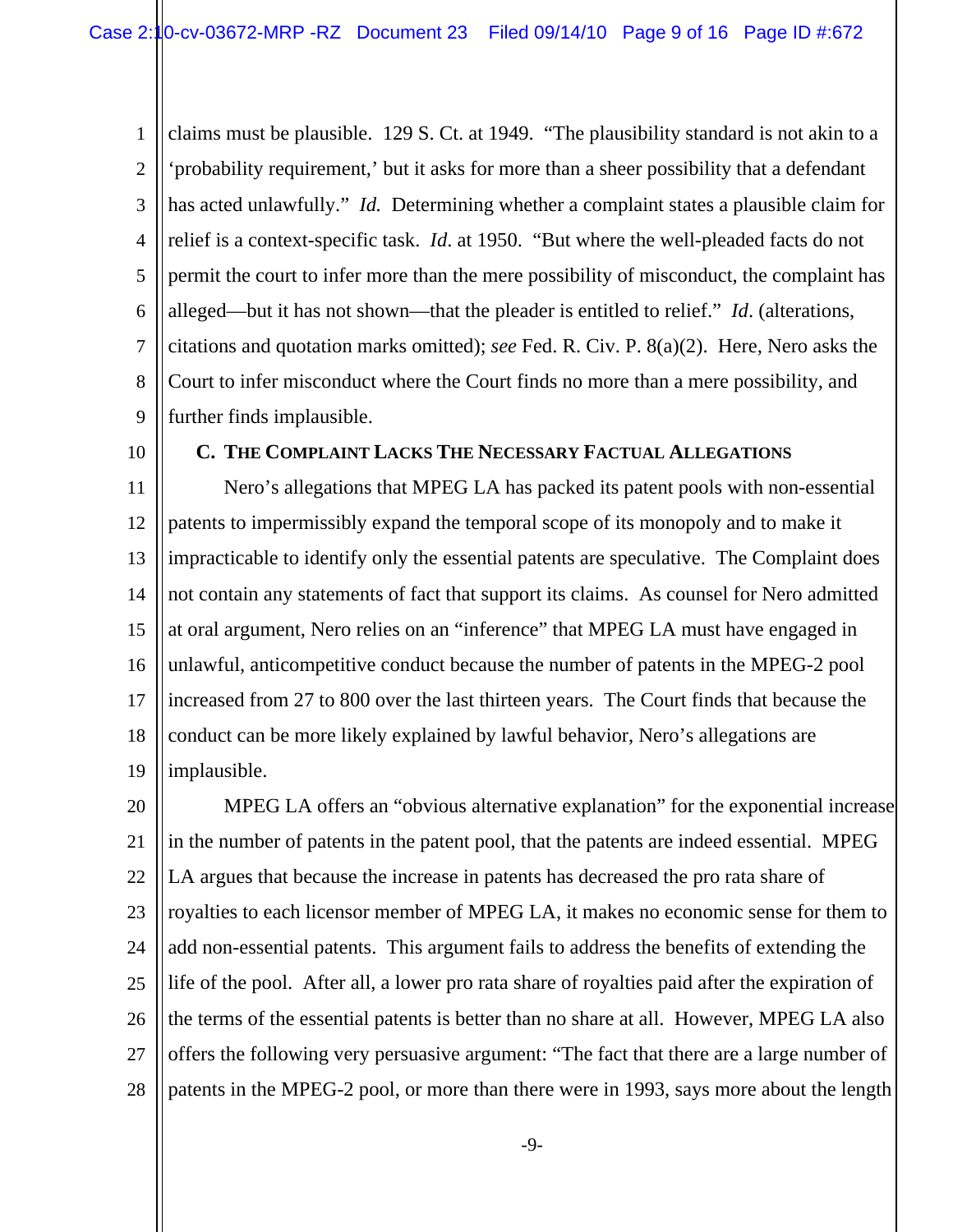claims must be plausible. 129 S. Ct. at 1949. "The plausibility standard is not akin to a 'probability requirement,' but it asks for more than a sheer possibility that a defendant has acted unlawfully." *Id.* Determining whether a complaint states a plausible claim for relief is a context-specific task. *Id*. at 1950. "But where the well-pleaded facts do not permit the court to infer more than the mere possibility of misconduct, the complaint has alleged—but it has not shown—that the pleader is entitled to relief." *Id*. (alterations, citations and quotation marks omitted); *see* Fed. R. Civ. P. 8(a)(2). Here, Nero asks the Court to infer misconduct where the Court finds no more than a mere possibility, and further finds implausible.

### C. The Complaint Lacks The Necessary Factual Allegations

Nero's allegations that MPEG LA has packed its patent pools with non-essential patents to impermissibly expand the temporal scope of its monopoly and to make it impracticable to identify only the essential patents are speculative. The Complaint does not contain any statements of fact that support its claims. As counsel for Nero admitted at oral argument, Nero relies on an "inference" that MPEG LA must have engaged in unlawful, anticompetitive conduct because the number of patents in the MPEG-2 pool increased from 27 to 800 over the last thirteen years. The Court finds that because the conduct can be more likely explained by lawful behavior, Nero's allegations are implausible.

MPEG LA offers an "obvious alternative explanation" for the exponential increase in the number of patents in the patent pool, that the patents are indeed essential. MPEG LA argues that because the increase in patents has decreased the pro rata share of royalties to each licensor member of MPEG LA, it makes no economic sense for them to add non-essential patents. This argument fails to address the benefits of extending the life of the pool. After all, a lower pro rata share of royalties paid after the expiration of the terms of the essential patents is better than no share at all. However, MPEG LA also offers the following very persuasive argument: "The fact that there are a large number of patents in the MPEG-2 pool, or more than there were in 1993, says more about the length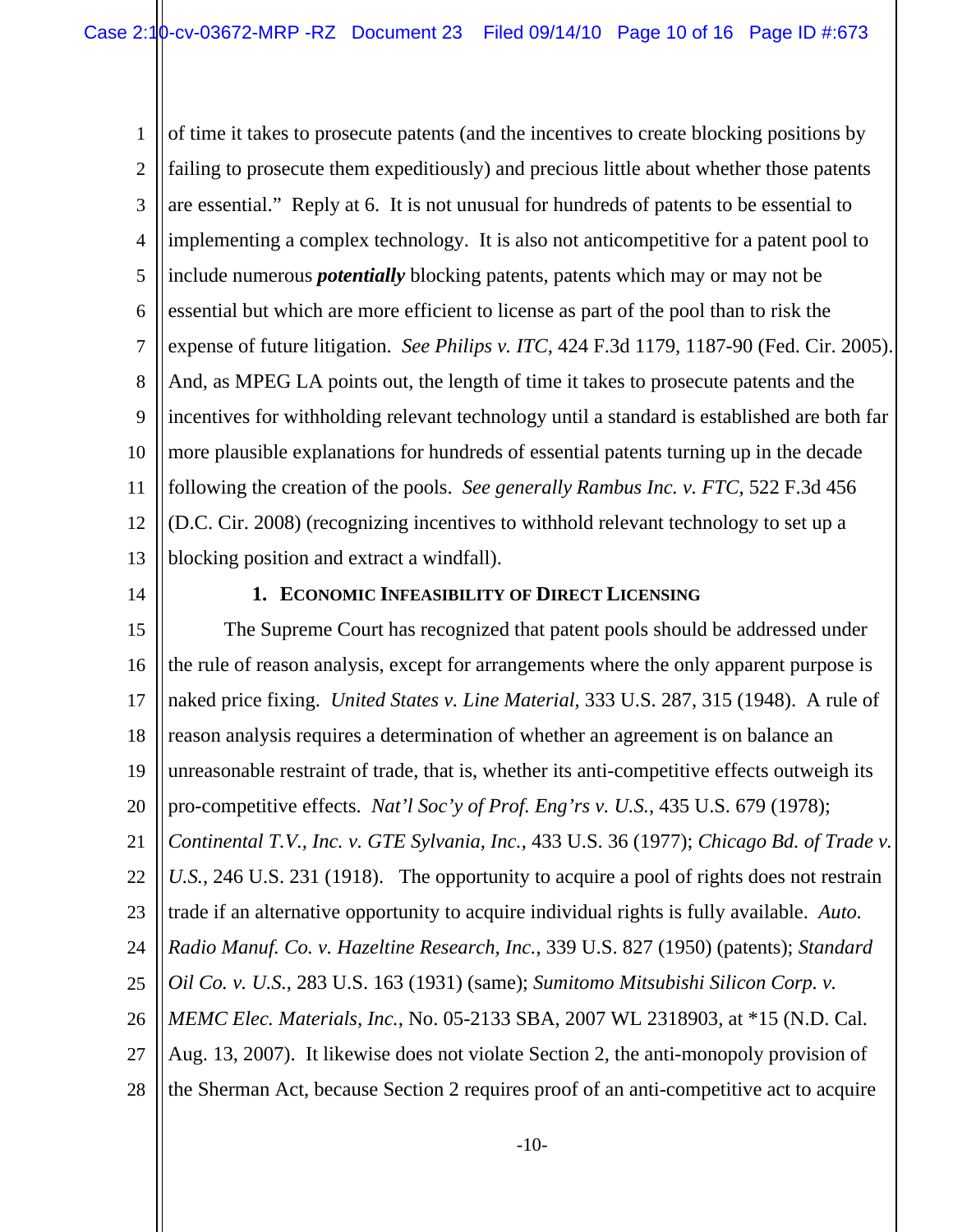of time it takes to prosecute patents (and the incentives to create blocking positions by failing to prosecute them expeditiously) and precious little about whether those patents are essential." Reply at 6. It is not unusual for hundreds of patents to be essential to implementing a complex technology. It is also not anticompetitive for a patent pool to include numerous ***potentially*** blocking patents, patents which may or may not be essential but which are more efficient to license as part of the pool than to risk the expense of future litigation. *See Philips v. ITC*, 424 F.3d 1179, 1187-90 (Fed. Cir. 2005). And, as MPEG LA points out, the length of time it takes to prosecute patents and the incentives for withholding relevant technology until a standard is established are both far more plausible explanations for hundreds of essential patents turning up in the decade following the creation of the pools. *See generally Rambus Inc. v. FTC*, 522 F.3d 456 (D.C. Cir. 2008) (recognizing incentives to withhold relevant technology to set up a blocking position and extract a windfall).

### 1. Economic Infeasibility of Direct Licensing

The Supreme Court has recognized that patent pools should be addressed under the rule of reason analysis, except for arrangements where the only apparent purpose is naked price fixing. *United States v. Line Material*, 333 U.S. 287, 315 (1948). A rule of reason analysis requires a determination of whether an agreement is on balance an unreasonable restraint of trade, that is, whether its anti-competitive effects outweigh its pro-competitive effects. *Nat'l Soc'y of Prof. Eng'rs v. U.S.*, 435 U.S. 679 (1978); *Continental T.V., Inc. v. GTE Sylvania, Inc.*, 433 U.S. 36 (1977); *Chicago Bd. of Trade v. U.S.*, 246 U.S. 231 (1918). The opportunity to acquire a pool of rights does not restrain trade if an alternative opportunity to acquire individual rights is fully available. *Auto. Radio Manuf. Co. v. Hazeltine Research, Inc.*, 339 U.S. 827 (1950) (patents); *Standard Oil Co. v. U.S.*, 283 U.S. 163 (1931) (same); *Sumitomo Mitsubishi Silicon Corp. v. MEMC Elec. Materials, Inc.*, No. 05-2133 SBA, 2007 WL 2318903, at *15 (N.D. Cal. Aug. 13, 2007). It likewise does not violate Section 2, the anti-monopoly provision of the Sherman Act, because Section 2 requires proof of an anti-competitive act to acquire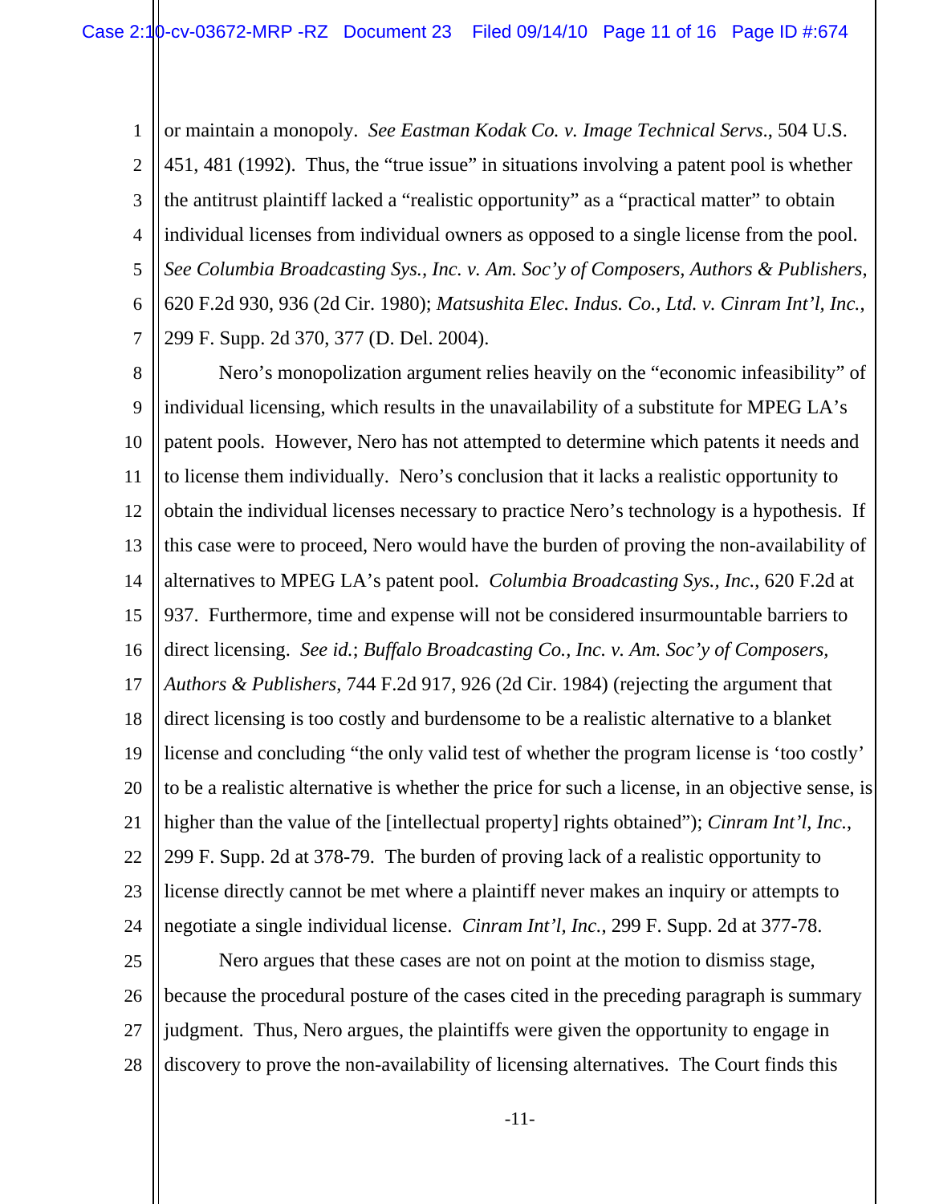or maintain a monopoly. *See Eastman Kodak Co. v. Image Technical Servs*., 504 U.S. 451, 481 (1992). Thus, the "true issue" in situations involving a patent pool is whether the antitrust plaintiff lacked a "realistic opportunity" as a "practical matter" to obtain individual licenses from individual owners as opposed to a single license from the pool. *See Columbia Broadcasting Sys., Inc. v. Am. Soc'y of Composers, Authors & Publishers*, 620 F.2d 930, 936 (2d Cir. 1980); *Matsushita Elec. Indus. Co., Ltd. v. Cinram Int'l, Inc.*, 299 F. Supp. 2d 370, 377 (D. Del. 2004).

Nero's monopolization argument relies heavily on the "economic infeasibility" of individual licensing, which results in the unavailability of a substitute for MPEG LA's patent pools. However, Nero has not attempted to determine which patents it needs and to license them individually. Nero's conclusion that it lacks a realistic opportunity to obtain the individual licenses necessary to practice Nero's technology is a hypothesis. If this case were to proceed, Nero would have the burden of proving the non-availability of alternatives to MPEG LA's patent pool. *Columbia Broadcasting Sys., Inc.*, 620 F.2d at 937. Furthermore, time and expense will not be considered insurmountable barriers to direct licensing. *See id.*; *Buffalo Broadcasting Co., Inc. v. Am. Soc'y of Composers, Authors & Publishers*, 744 F.2d 917, 926 (2d Cir. 1984) (rejecting the argument that direct licensing is too costly and burdensome to be a realistic alternative to a blanket license and concluding "the only valid test of whether the program license is 'too costly' to be a realistic alternative is whether the price for such a license, in an objective sense, is higher than the value of the [intellectual property] rights obtained"); *Cinram Int'l, Inc.*, 299 F. Supp. 2d at 378-79. The burden of proving lack of a realistic opportunity to license directly cannot be met where a plaintiff never makes an inquiry or attempts to negotiate a single individual license. *Cinram Int'l, Inc.*, 299 F. Supp. 2d at 377-78.

Nero argues that these cases are not on point at the motion to dismiss stage, because the procedural posture of the cases cited in the preceding paragraph is summary judgment. Thus, Nero argues, the plaintiffs were given the opportunity to engage in discovery to prove the non-availability of licensing alternatives. The Court finds this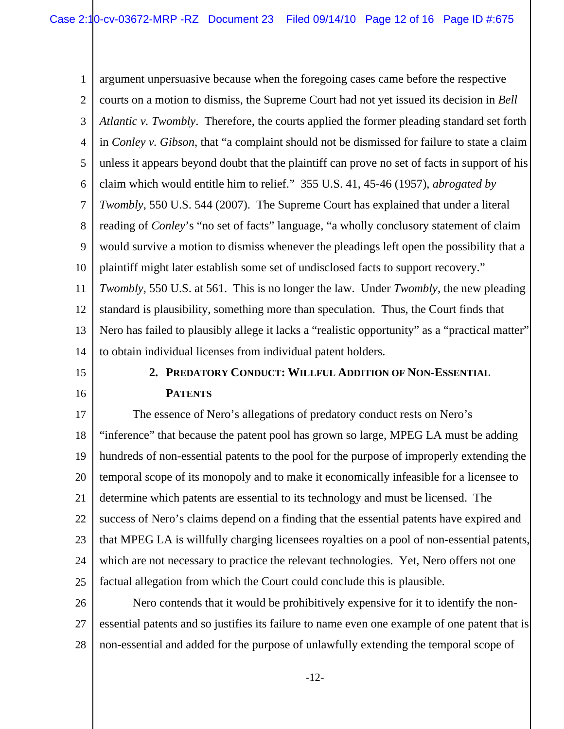argument unpersuasive because when the foregoing cases came before the respective courts on a motion to dismiss, the Supreme Court had not yet issued its decision in *Bell Atlantic v. Twombly*. Therefore, the courts applied the former pleading standard set forth in *Conley v. Gibson*, that "a complaint should not be dismissed for failure to state a claim unless it appears beyond doubt that the plaintiff can prove no set of facts in support of his claim which would entitle him to relief." 355 U.S. 41, 45-46 (1957), *abrogated by Twombly*, 550 U.S. 544 (2007). The Supreme Court has explained that under a literal reading of *Conley*'s "no set of facts" language, "a wholly conclusory statement of claim would survive a motion to dismiss whenever the pleadings left open the possibility that a plaintiff might later establish some set of undisclosed facts to support recovery." *Twombly*, 550 U.S. at 561. This is no longer the law. Under *Twombly*, the new pleading standard is plausibility, something more than speculation. Thus, the Court finds that Nero has failed to plausibly allege it lacks a "realistic opportunity" as a "practical matter" to obtain individual licenses from individual patent holders.

### 2. PREDATORY CONDUCT: WILLFUL ADDITION OF NON-ESSENTIAL PATENTS

The essence of Nero's allegations of predatory conduct rests on Nero's "inference" that because the patent pool has grown so large, MPEG LA must be adding hundreds of non-essential patents to the pool for the purpose of improperly extending the temporal scope of its monopoly and to make it economically infeasible for a licensee to determine which patents are essential to its technology and must be licensed. The success of Nero's claims depend on a finding that the essential patents have expired and that MPEG LA is willfully charging licensees royalties on a pool of non-essential patents, which are not necessary to practice the relevant technologies. Yet, Nero offers not one factual allegation from which the Court could conclude this is plausible.

Nero contends that it would be prohibitively expensive for it to identify the non-essential patents and so justifies its failure to name even one example of one patent that is non-essential and added for the purpose of unlawfully extending the temporal scope of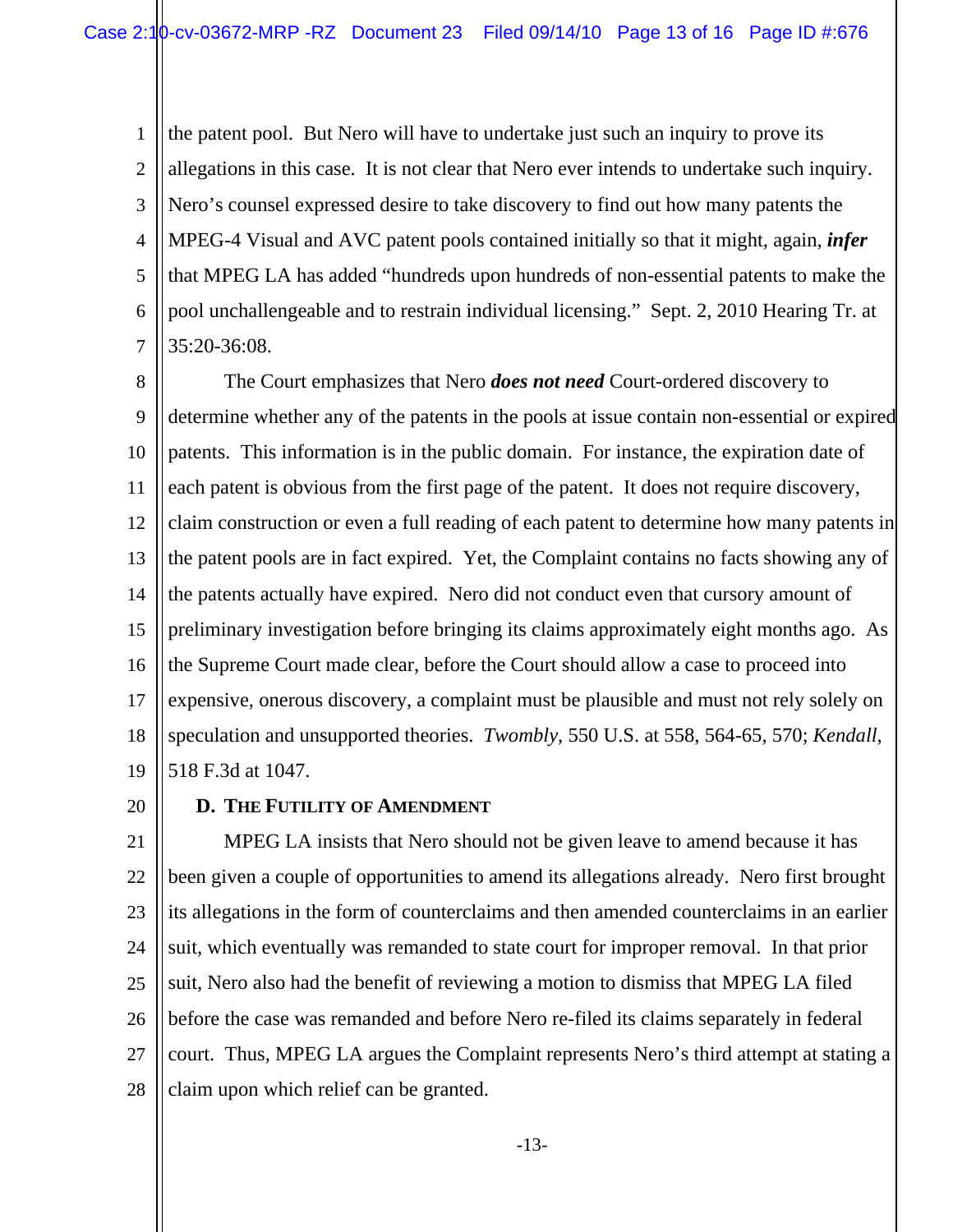the patent pool. But Nero will have to undertake just such an inquiry to prove its allegations in this case. It is not clear that Nero ever intends to undertake such inquiry. Nero's counsel expressed desire to take discovery to find out how many patents the MPEG-4 Visual and AVC patent pools contained initially so that it might, again, ***infer*** that MPEG LA has added "hundreds upon hundreds of non-essential patents to make the pool unchallengeable and to restrain individual licensing." Sept. 2, 2010 Hearing Tr. at 35:20-36:08.

The Court emphasizes that Nero ***does not need*** Court-ordered discovery to determine whether any of the patents in the pools at issue contain non-essential or expired patents. This information is in the public domain. For instance, the expiration date of each patent is obvious from the first page of the patent. It does not require discovery, claim construction or even a full reading of each patent to determine how many patents in the patent pools are in fact expired. Yet, the Complaint contains no facts showing any of the patents actually have expired. Nero did not conduct even that cursory amount of preliminary investigation before bringing its claims approximately eight months ago. As the Supreme Court made clear, before the Court should allow a case to proceed into expensive, onerous discovery, a complaint must be plausible and must not rely solely on speculation and unsupported theories. *Twombly*, 550 U.S. at 558, 564-65, 570; *Kendall*, 518 F.3d at 1047.

### D. The Futility of Amendment

MPEG LA insists that Nero should not be given leave to amend because it has been given a couple of opportunities to amend its allegations already. Nero first brought its allegations in the form of counterclaims and then amended counterclaims in an earlier suit, which eventually was remanded to state court for improper removal. In that prior suit, Nero also had the benefit of reviewing a motion to dismiss that MPEG LA filed before the case was remanded and before Nero re-filed its claims separately in federal court. Thus, MPEG LA argues the Complaint represents Nero's third attempt at stating a claim upon which relief can be granted.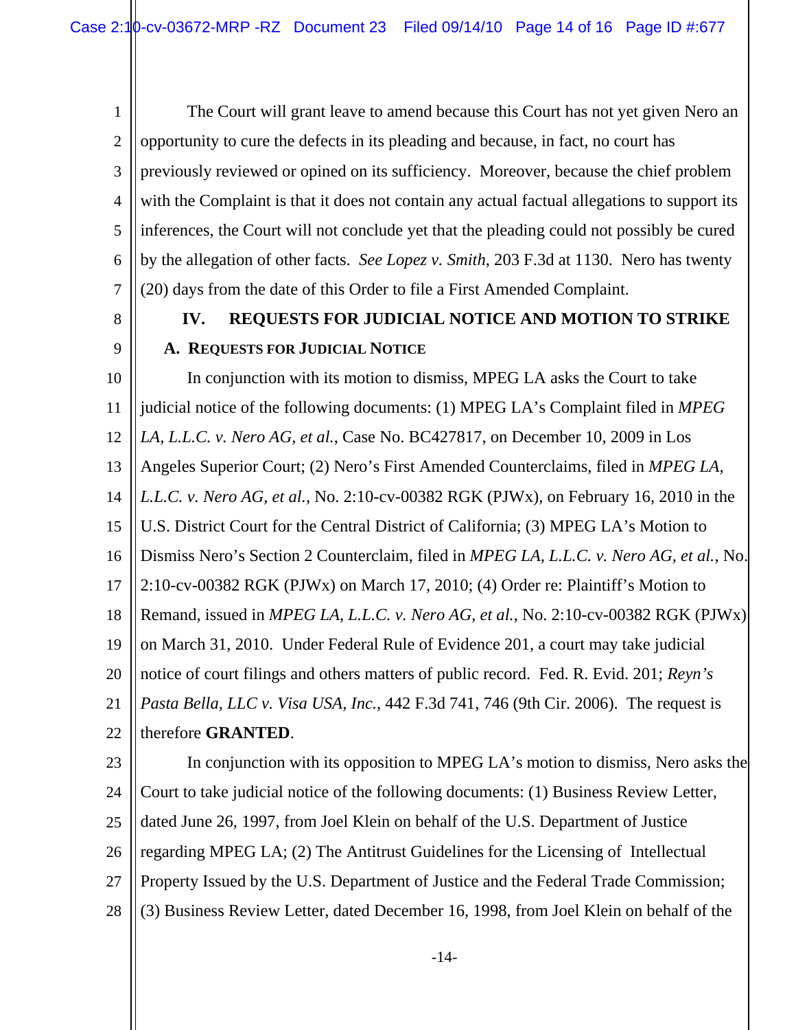The Court will grant leave to amend because this Court has not yet given Nero an opportunity to cure the defects in its pleading and because, in fact, no court has previously reviewed or opined on its sufficiency. Moreover, because the chief problem with the Complaint is that it does not contain any actual factual allegations to support its inferences, the Court will not conclude yet that the pleading could not possibly be cured by the allegation of other facts. *See Lopez v. Smith*, 203 F.3d at 1130. Nero has twenty (20) days from the date of this Order to file a First Amended Complaint.

## IV. REQUESTS FOR JUDICIAL NOTICE AND MOTION TO STRIKE

### A. Requests for Judicial Notice

In conjunction with its motion to dismiss, MPEG LA asks the Court to take judicial notice of the following documents: (1) MPEG LA's Complaint filed in *MPEG LA, L.L.C. v. Nero AG, et al.*, Case No. BC427817, on December 10, 2009 in Los Angeles Superior Court; (2) Nero's First Amended Counterclaims, filed in *MPEG LA, L.L.C. v. Nero AG, et al.*, No. 2:10-cv-00382 RGK (PJWx), on February 16, 2010 in the U.S. District Court for the Central District of California; (3) MPEG LA's Motion to Dismiss Nero's Section 2 Counterclaim, filed in *MPEG LA, L.L.C. v. Nero AG, et al.*, No. 2:10-cv-00382 RGK (PJWx) on March 17, 2010; (4) Order re: Plaintiff's Motion to Remand, issued in *MPEG LA, L.L.C. v. Nero AG, et al.*, No. 2:10-cv-00382 RGK (PJWx) on March 31, 2010. Under Federal Rule of Evidence 201, a court may take judicial notice of court filings and others matters of public record. Fed. R. Evid. 201; *Reyn's Pasta Bella, LLC v. Visa USA, Inc.*, 442 F.3d 741, 746 (9th Cir. 2006). The request is therefore **GRANTED**.

In conjunction with its opposition to MPEG LA's motion to dismiss, Nero asks the Court to take judicial notice of the following documents: (1) Business Review Letter, dated June 26, 1997, from Joel Klein on behalf of the U.S. Department of Justice regarding MPEG LA; (2) The Antitrust Guidelines for the Licensing of Intellectual Property Issued by the U.S. Department of Justice and the Federal Trade Commission; (3) Business Review Letter, dated December 16, 1998, from Joel Klein on behalf of the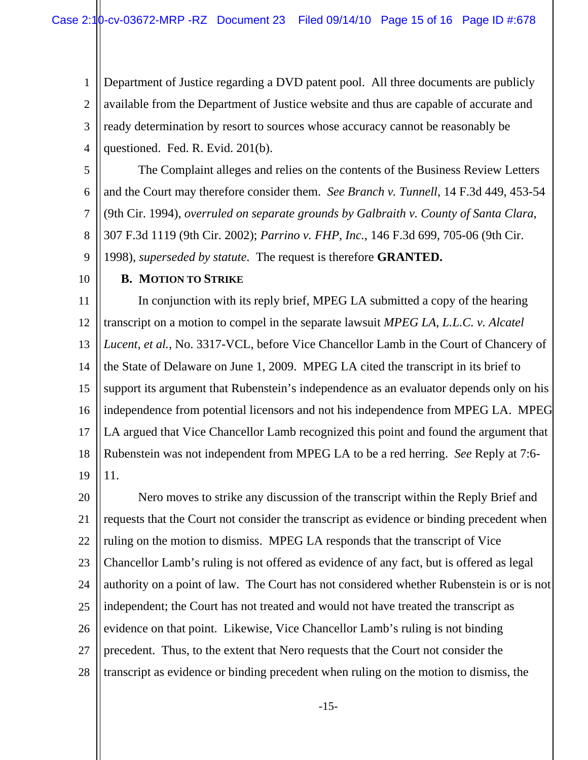Department of Justice regarding a DVD patent pool. All three documents are publicly available from the Department of Justice website and thus are capable of accurate and ready determination by resort to sources whose accuracy cannot be reasonably be questioned. Fed. R. Evid. 201(b).

The Complaint alleges and relies on the contents of the Business Review Letters and the Court may therefore consider them. *See Branch v. Tunnell*, 14 F.3d 449, 453-54 (9th Cir. 1994), *overruled on separate grounds by Galbraith v. County of Santa Clara*, 307 F.3d 1119 (9th Cir. 2002); *Parrino v. FHP, Inc.*, 146 F.3d 699, 705-06 (9th Cir. 1998), *superseded by statute*. The request is therefore **GRANTED.**

### B. Motion to Strike

In conjunction with its reply brief, MPEG LA submitted a copy of the hearing transcript on a motion to compel in the separate lawsuit *MPEG LA, L.L.C. v. Alcatel Lucent, et al.*, No. 3317-VCL, before Vice Chancellor Lamb in the Court of Chancery of the State of Delaware on June 1, 2009. MPEG LA cited the transcript in its brief to support its argument that Rubenstein's independence as an evaluator depends only on his independence from potential licensors and not his independence from MPEG LA. MPEG LA argued that Vice Chancellor Lamb recognized this point and found the argument that Rubenstein was not independent from MPEG LA to be a red herring. *See* Reply at 7:6-11.

Nero moves to strike any discussion of the transcript within the Reply Brief and requests that the Court not consider the transcript as evidence or binding precedent when ruling on the motion to dismiss. MPEG LA responds that the transcript of Vice Chancellor Lamb's ruling is not offered as evidence of any fact, but is offered as legal authority on a point of law. The Court has not considered whether Rubenstein is or is not independent; the Court has not treated and would not have treated the transcript as evidence on that point. Likewise, Vice Chancellor Lamb's ruling is not binding precedent. Thus, to the extent that Nero requests that the Court not consider the transcript as evidence or binding precedent when ruling on the motion to dismiss, the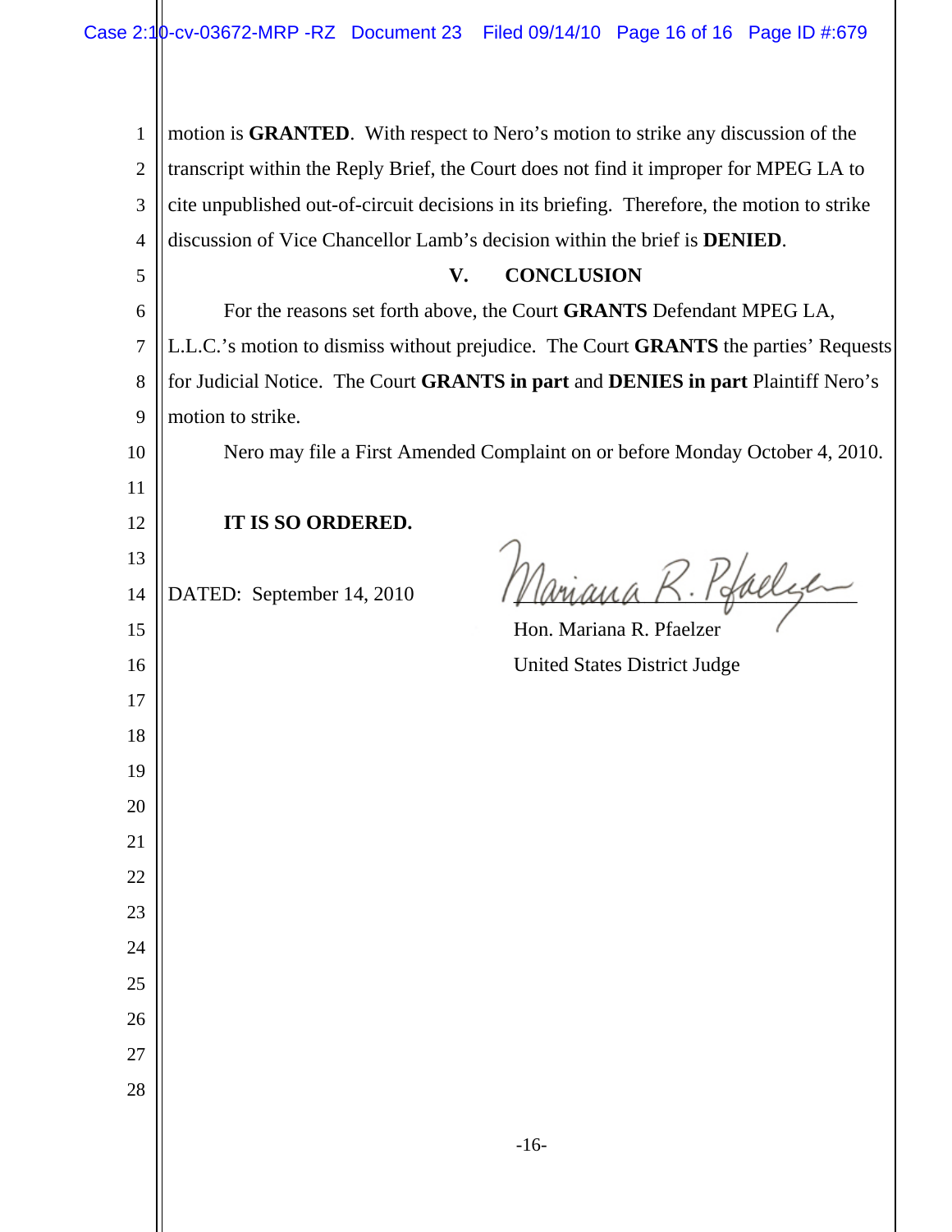motion is **GRANTED**. With respect to Nero's motion to strike any discussion of the transcript within the Reply Brief, the Court does not find it improper for MPEG LA to cite unpublished out-of-circuit decisions in its briefing. Therefore, the motion to strike discussion of Vice Chancellor Lamb's decision within the brief is **DENIED**.

## V. CONCLUSION

For the reasons set forth above, the Court **GRANTS** Defendant MPEG LA, L.L.C.'s motion to dismiss without prejudice. The Court **GRANTS** the parties' Requests for Judicial Notice. The Court **GRANTS in part** and **DENIES in part** Plaintiff Nero's motion to strike.

Nero may file a First Amended Complaint on or before Monday October 4, 2010.

**IT IS SO ORDERED.**

DATED: September 14, 2010

Mariana R. Pfaelzer

Hon. Mariana R. Pfaelzer
United States District Judge